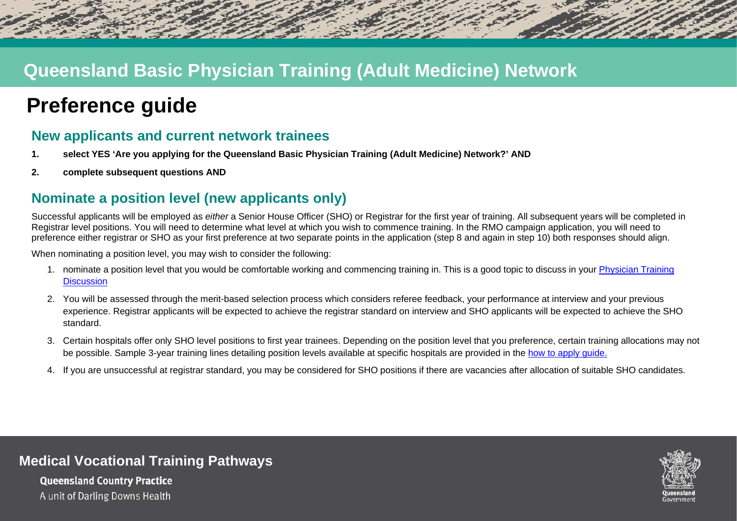# Queensland Basic Physician Training (Adult Medicine) Network

# Preference guide

## New applicants and current network trainees

1. **select YES 'Are you applying for the Queensland Basic Physician Training (Adult Medicine) Network?' AND**
2. **complete subsequent questions AND**

## Nominate a position level (new applicants only)

Successful applicants will be employed as *either* a Senior House Officer (SHO) or Registrar for the first year of training. All subsequent years will be completed in Registrar level positions. You will need to determine what level at which you wish to commence training. In the RMO campaign application, you will need to preference either registrar or SHO as your first preference at two separate points in the application (step 8 and again in step 10) both responses should align.

When nominating a position level, you may wish to consider the following:

1. nominate a position level that you would be comfortable working and commencing training in. This is a good topic to discuss in your Physician Training Discussion
2. You will be assessed through the merit-based selection process which considers referee feedback, your performance at interview and your previous experience. Registrar applicants will be expected to achieve the registrar standard on interview and SHO applicants will be expected to achieve the SHO standard.
3. Certain hospitals offer only SHO level positions to first year trainees. Depending on the position level that you preference, certain training allocations may not be possible. Sample 3-year training lines detailing position levels available at specific hospitals are provided in the how to apply guide.
4. If you are unsuccessful at registrar standard, you may be considered for SHO positions if there are vacancies after allocation of suitable SHO candidates.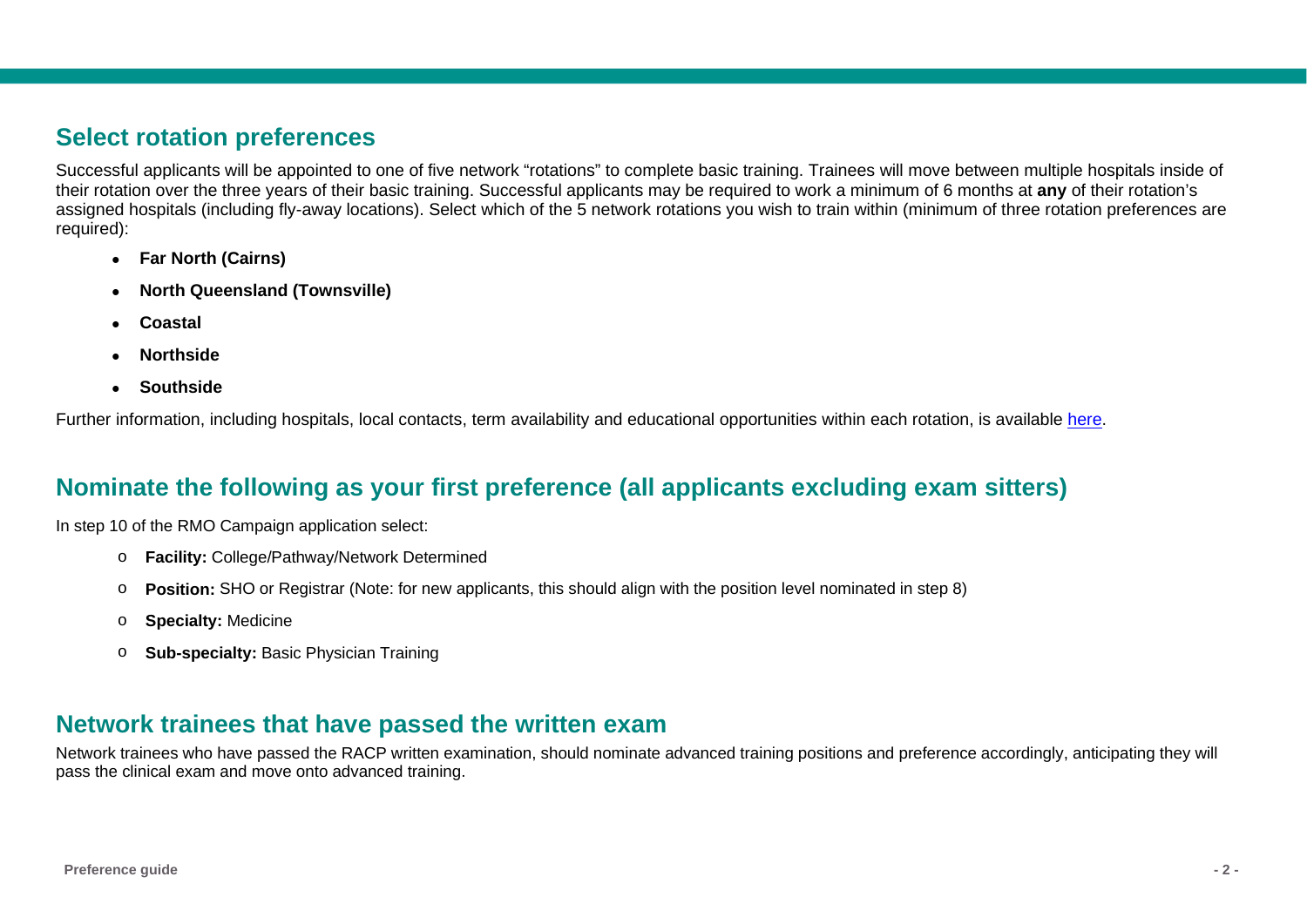## Select rotation preferences

Successful applicants will be appointed to one of five network "rotations" to complete basic training. Trainees will move between multiple hospitals inside of their rotation over the three years of their basic training. Successful applicants may be required to work a minimum of 6 months at **any** of their rotation's assigned hospitals (including fly-away locations). Select which of the 5 network rotations you wish to train within (minimum of three rotation preferences are required):

- **Far North (Cairns)**
- **North Queensland (Townsville)**
- **Coastal**
- **Northside**
- **Southside**

Further information, including hospitals, local contacts, term availability and educational opportunities within each rotation, is available here.

## Nominate the following as your first preference (all applicants excluding exam sitters)

In step 10 of the RMO Campaign application select:

- **Facility:** College/Pathway/Network Determined
- **Position:** SHO or Registrar (Note: for new applicants, this should align with the position level nominated in step 8)
- **Specialty:** Medicine
- **Sub-specialty:** Basic Physician Training

## Network trainees that have passed the written exam

Network trainees who have passed the RACP written examination, should nominate advanced training positions and preference accordingly, anticipating they will pass the clinical exam and move onto advanced training.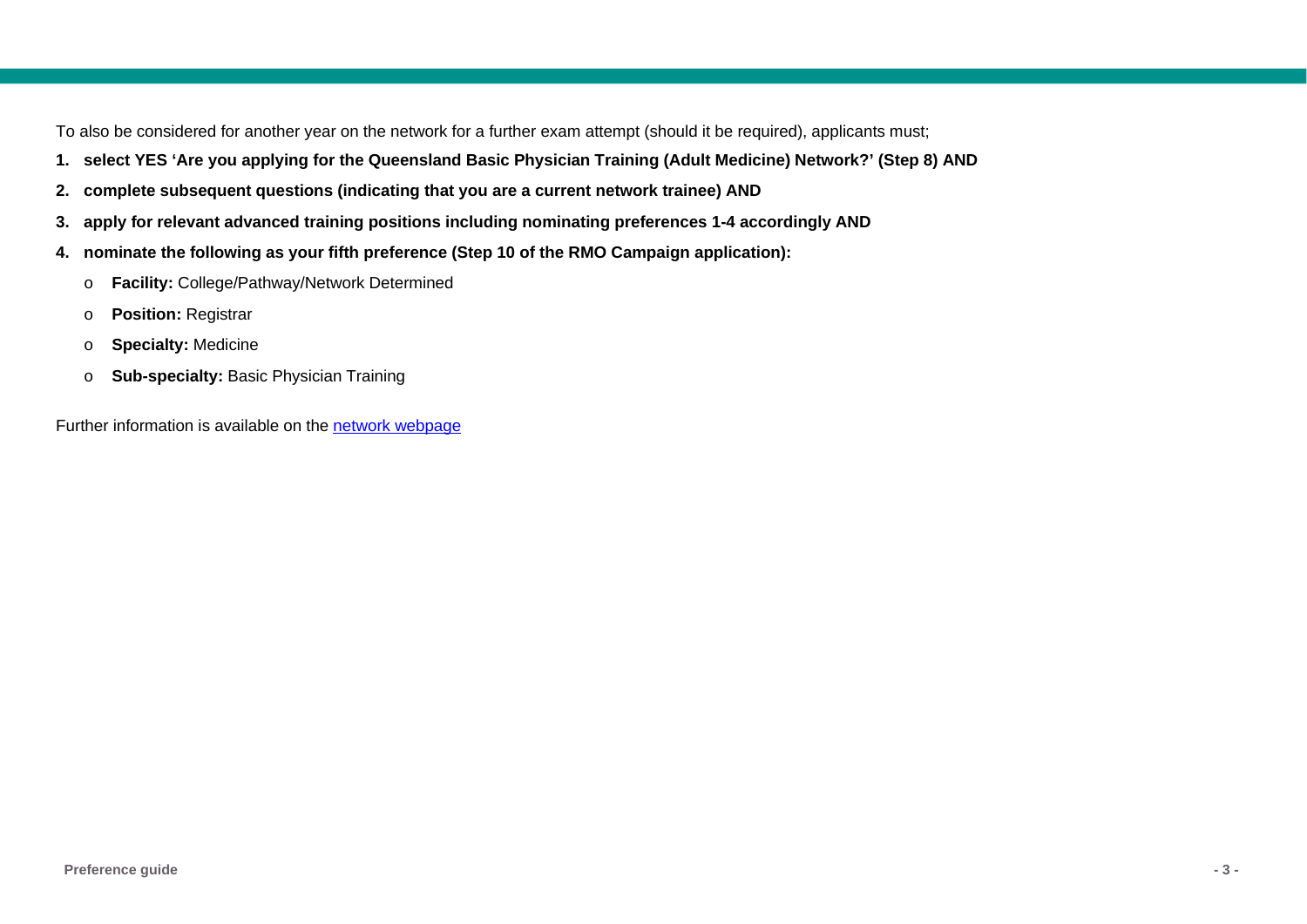To also be considered for another year on the network for a further exam attempt (should it be required), applicants must;

1. **select YES 'Are you applying for the Queensland Basic Physician Training (Adult Medicine) Network?' (Step 8) AND**
2. **complete subsequent questions (indicating that you are a current network trainee) AND**
3. **apply for relevant advanced training positions including nominating preferences 1-4 accordingly AND**
4. **nominate the following as your fifth preference (Step 10 of the RMO Campaign application):**
   - **Facility:** College/Pathway/Network Determined
   - **Position:** Registrar
   - **Specialty:** Medicine
   - **Sub-specialty:** Basic Physician Training

Further information is available on the [network webpage]()